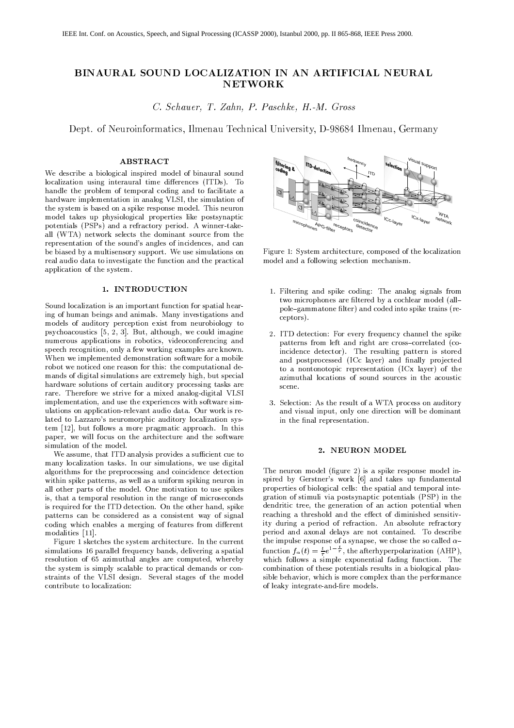IEEE Int. Conf. on Acoustics, Speech, and Signal Processing (ICASSP 2000), Istanbul 2000, pp. II 865-868, IEEE Press 2000.

# BINAURAL SOUND LOCALIZATION IN AN ARTIFICIAL NEURAL NETWORK

*C. Schauer, T. Zahn, P. Paschke, H.-M. Gross*

Dept. of Neuroinformatics, Ilmenau Technical University, D-98684 Ilmenau, Germany

## ABSTRACT

We describe a biological inspired model of binaural sound localization using interaural time differences (ITDs). To handle the problem of temporal coding and to facilitate a hardware implementation in analog VLSI, the simulation of the system is based on a spike response model. This neuron model takes up physiological properties like postsynaptic potentials (PSPs) and a refractory period. A winner-take-all (WTA) network selects the dominant source from the representation of the sound's angles of incidences, and can be biased by a multisensory support. We use simulations on real audio data to investigate the function and the practical application of the system.

## 1. INTRODUCTION

Sound localization is an important function for spatial hearing of human beings and animals. Many investigations and models of auditory perception exist from neurobiology to psychoacoustics [5, 2, 3]. But, although, we could imagine numerous applications in robotics, videoconferencing and speech recognition, only a few working examples are known. When we implemented demonstration software for a mobile robot we noticed one reason for this: the computational demands of digital simulations are extremely high, but special hardware solutions of certain auditory processing tasks are rare. Therefore we strive for a mixed analog-digital VLSI implementation, and use the experiences with software simulations on application-relevant audio data. Our work is related to Lazzaro's neuromorphic auditory localization system [12], but follows a more pragmatic approach. In this paper, we will focus on the architecture and the software simulation of the model.

We assume, that ITD analysis provides a sufficient cue to many localization tasks. In our simulations, we use digital algorithms for the preprocessing and coincidence detection within spike patterns, as well as a uniform spiking neuron in all other parts of the model. One motivation to use spikes is, that a temporal resolution in the range of microseconds is required for the ITD detection. On the other hand, spike patterns can be considered as a consistent way of signal coding which enables a merging of features from different modalities [11].

Figure 1 sketches the system architecture. In the current simulations 16 parallel frequency bands, delivering a spatial resolution of 65 azimuthal angles are computed, whereby the system is simply scalable to practical demands or constraints of the VLSI design. Several stages of the model contribute to localization:

Figure 1: System architecture, composed of the localization model and a following selection mechanism.

1. Filtering and spike coding: The analog signals from two microphones are filtered by a cochlear model (all–pole–gammatone filter) and coded into spike trains (receptors).
2. ITD detection: For every frequency channel the spike patterns from left and right are cross–correlated (coincidence detector). The resulting pattern is stored and postprocessed (ICc layer) and finally projected to a nontonotopic representation (ICx layer) of the azimuthal locations of sound sources in the acoustic scene.
3. Selection: As the result of a WTA process on auditory and visual input, only one direction will be dominant in the final representation.

## 2. NEURON MODEL

The neuron model (figure 2) is a spike response model inspired by Gerstner's work [6] and takes up fundamental properties of biological cells: the spatial and temporal integration of stimuli via postsynaptic potentials (PSP) in the dendritic tree, the generation of an action potential when reaching a threshold and the effect of diminished sensitivity during a period of refraction. An absolute refractory period and axonal delays are not contained. To describe the impulse response of a synapse, we chose the so called $\alpha$–function $f_\alpha(t) = \frac{t}{\tau}e^{1-\frac{t}{\tau}}$, the afterhyperpolarization (AHP), which follows a simple exponential fading function. The combination of these potentials results in a biological plausible behavior, which is more complex than the performance of leaky integrate-and-fire models.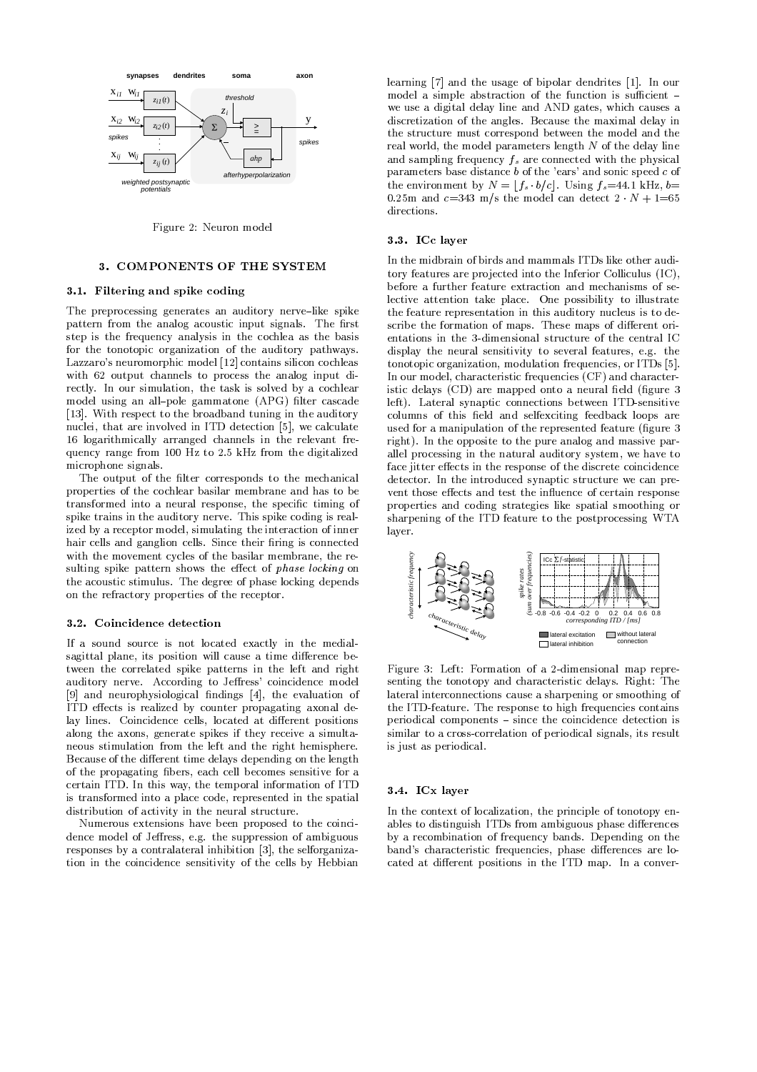Figure 2: Neuron model

## 3. COMPONENTS OF THE SYSTEM

### 3.1. Filtering and spike coding

The preprocessing generates an auditory nerve–like spike pattern from the analog acoustic input signals. The first step is the frequency analysis in the cochlea as the basis for the tonotopic organization of the auditory pathways. Lazzaro's neuromorphic model [12] contains silicon cochleas with 62 output channels to process the analog input directly. In our simulation, the task is solved by a cochlear model using an all–pole gammatone (APG) filter cascade [13]. With respect to the broadband tuning in the auditory nuclei, that are involved in ITD detection [5], we calculate 16 logarithmically arranged channels in the relevant frequency range from 100 Hz to 2.5 kHz from the digitalized microphone signals.

The output of the filter corresponds to the mechanical properties of the cochlear basilar membrane and has to be transformed into a neural response, the specific timing of spike trains in the auditory nerve. This spike coding is realized by a receptor model, simulating the interaction of inner hair cells and ganglion cells. Since their firing is connected with the movement cycles of the basilar membrane, the resulting spike pattern shows the effect of *phase locking* on the acoustic stimulus. The degree of phase locking depends on the refractory properties of the receptor.

### 3.2. Coincidence detection

If a sound source is not located exactly in the medial-sagittal plane, its position will cause a time difference between the correlated spike patterns in the left and right auditory nerve. According to Jeffress' coincidence model [9] and neurophysiological findings [4], the evaluation of ITD effects is realized by counter propagating axonal delay lines. Coincidence cells, located at different positions along the axons, generate spikes if they receive a simultaneous stimulation from the left and the right hemisphere. Because of the different time delays depending on the length of the propagating fibers, each cell becomes sensitive for a certain ITD. In this way, the temporal information of ITD is transformed into a place code, represented in the spatial distribution of activity in the neural structure.

Numerous extensions have been proposed to the coincidence model of Jeffress, e.g. the suppression of ambiguous responses by a contralateral inhibition [3], the selforganization in the coincidence sensitivity of the cells by Hebbian learning [7] and the usage of bipolar dendrites [1]. In our model a simple abstraction of the function is sufficient – we use a digital delay line and AND gates, which causes a discretization of the angles. Because the maximal delay in the structure must correspond between the model and the real world, the model parameters length $N$ of the delay line and sampling frequency $f_s$ are connected with the physical parameters base distance $b$ of the 'ears' and sonic speed $c$ of the environment by $N = \lfloor f_s \cdot b/c \rfloor$. Using $f_s$=44.1 kHz, $b$=0.25m and $c$=343 m/s the model can detect $2 \cdot N + 1$=65 directions.

### 3.3. ICc layer

In the midbrain of birds and mammals ITDs like other auditory features are projected into the Inferior Colliculus (IC), before a further feature extraction and mechanisms of selective attention take place. One possibility to illustrate the feature representation in this auditory nucleus is to describe the formation of maps. These maps of different orientations in the 3-dimensional structure of the central IC display the neural sensitivity to several features, e.g. the tonotopic organization, modulation frequencies, or ITDs [5]. In our model, characteristic frequencies (CF) and characteristic delays (CD) are mapped onto a neural field (figure 3 left). Lateral synaptic connections between ITD-sensitive columns of this field and selfexciting feedback loops are used for a manipulation of the represented feature (figure 3 right). In the opposite to the pure analog and massive parallel processing in the natural auditory system, we have to face jitter effects in the response of the discrete coincidence detector. In the introduced synaptic structure we can prevent those effects and test the influence of certain response properties and coding strategies like spatial smoothing or sharpening of the ITD feature to the postprocessing WTA layer.

Figure 3: Left: Formation of a 2-dimensional map representing the tonotopy and characteristic delays. Right: The lateral interconnections cause a sharpening or smoothing of the ITD-feature. The response to high frequencies contains periodical components – since the coincidence detection is similar to a cross-correlation of periodical signals, its result is just as periodical.

### 3.4. ICx layer

In the context of localization, the principle of tonotopy enables to distinguish ITDs from ambiguous phase differences by a recombination of frequency bands. Depending on the band's characteristic frequencies, phase differences are located at different positions in the ITD map. In a conver-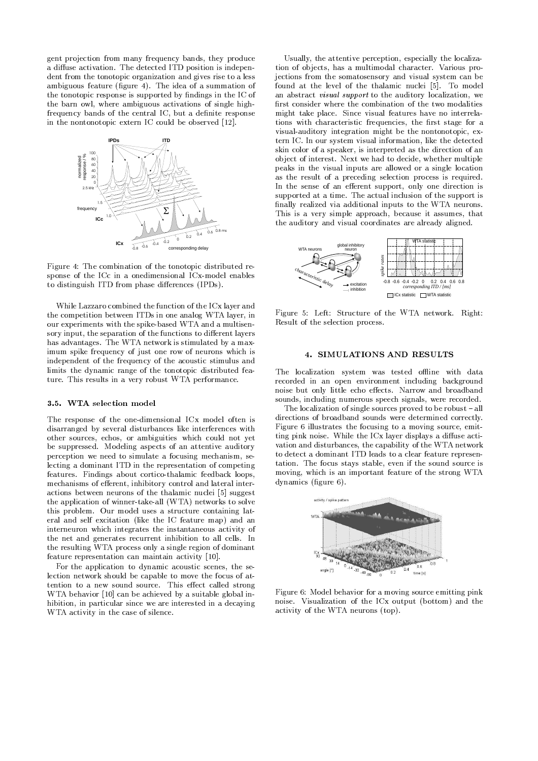gent projection from many frequency bands, they produce a diffuse activation. The detected ITD position is independent from the tonotopic organization and gives rise to a less ambiguous feature (figure 4). The idea of a summation of the tonotopic response is supported by findings in the IC of the barn owl, where ambiguous activations of single high-frequency bands of the central IC, but a definite response in the nontonotopic extern IC could be observed [12].

Figure 4: The combination of the tonotopic distributed response of the ICc in a onedimensional ICx-model enables to distinguish ITD from phase differences (IPDs).

While Lazzaro combined the function of the ICx layer and the competition between ITDs in one analog WTA layer, in our experiments with the spike-based WTA and a multisensory input, the separation of the functions to different layers has advantages. The WTA network is stimulated by a maximum spike frequency of just one row of neurons which is independent of the frequency of the acoustic stimulus and limits the dynamic range of the tonotopic distributed feature. This results in a very robust WTA performance.

### 3.5. WTA selection model

The response of the one-dimensional ICx model often is disarranged by several disturbances like interferences with other sources, echos, or ambiguities which could not yet be suppressed. Modeling aspects of an attentive auditory perception we need to simulate a focusing mechanism, selecting a dominant ITD in the representation of competing features. Findings about cortico-thalamic feedback loops, mechanisms of efferent, inhibitory control and lateral interactions between neurons of the thalamic nuclei [5] suggest the application of winner-take-all (WTA) networks to solve this problem. Our model uses a structure containing lateral and self excitation (like the IC feature map) and an interneuron which integrates the instantaneous activity of the net and generates recurrent inhibition to all cells. In the resulting WTA process only a single region of dominant feature representation can maintain activity [10].

For the application to dynamic acoustic scenes, the selection network should be capable to move the focus of attention to a new sound source. This effect called strong WTA behavior [10] can be achieved by a suitable global inhibition, in particular since we are interested in a decaying WTA activity in the case of silence.

Usually, the attentive perception, especially the localization of objects, has a multimodal character. Various projections from the somatosensory and visual system can be found at the level of the thalamic nuclei [5]. To model an abstract ***visual support*** to the auditory localization, we first consider where the combination of the two modalities might take place. Since visual features have no interrelations with characteristic frequencies, the first stage for a visual-auditory integration might be the nontonotopic, extern IC. In our system visual information, like the detected skin color of a speaker, is interpreted as the direction of an object of interest. Next we had to decide, whether multiple peaks in the visual inputs are allowed or a single location as the result of a preceding selection process is required. In the sense of an efferent support, only one direction is supported at a time. The actual inclusion of the support is finally realized via additional inputs to the WTA neurons. This is a very simple approach, because it assumes, that the auditory and visual coordinates are already aligned.

Figure 5: Left: Structure of the WTA network. Right: Result of the selection process.

## 4. SIMULATIONS AND RESULTS

The localization system was tested offline with data recorded in an open environment including background noise but only little echo effects. Narrow and broadband sounds, including numerous speech signals, were recorded.

The localization of single sources proved to be robust – all directions of broadband sounds were determined correctly. Figure 6 illustrates the focusing to a moving source, emitting pink noise. While the ICx layer displays a diffuse activation and disturbances, the capability of the WTA network to detect a dominant ITD leads to a clear feature representation. The focus stays stable, even if the sound source is moving, which is an important feature of the strong WTA dynamics (figure 6).

Figure 6: Model behavior for a moving source emitting pink noise. Visualization of the ICx output (bottom) and the activity of the WTA neurons (top).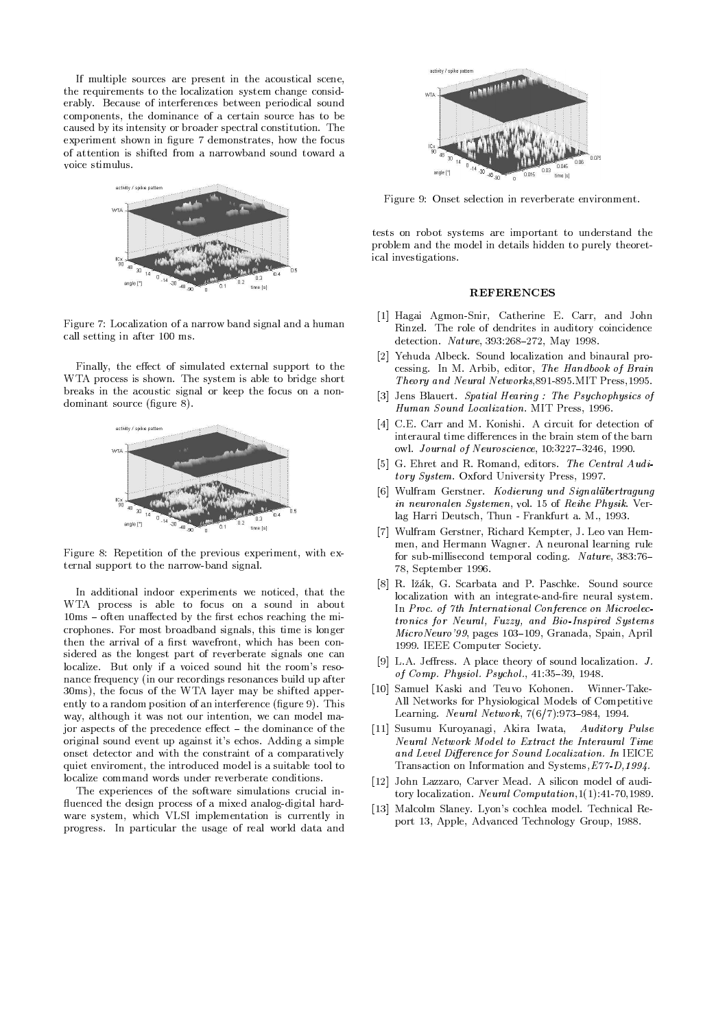If multiple sources are present in the acoustical scene, the requirements to the localization system change considerably. Because of interferences between periodical sound components, the dominance of a certain source has to be caused by its intensity or broader spectral constitution. The experiment shown in figure 7 demonstrates, how the focus of attention is shifted from a narrowband sound toward a voice stimulus.

activity / spike pattern

WTA

ICx

angle [°]

time [s]

Figure 7: Localization of a narrow band signal and a human call setting in after 100 ms.

Finally, the effect of simulated external support to the WTA process is shown. The system is able to bridge short breaks in the acoustic signal or keep the focus on a non-dominant source (figure 8).

activity / spike pattern

WTA

ICx

angle [°]

time [s]

Figure 8: Repetition of the previous experiment, with external support to the narrow-band signal.

In additional indoor experiments we noticed, that the WTA process is able to focus on a sound in about 10ms – often unaffected by the first echos reaching the microphones. For most broadband signals, this time is longer then the arrival of a first wavefront, which has been considered as the longest part of reverberate signals one can localize. But only if a voiced sound hit the room's resonance frequency (in our recordings resonances build up after 30ms), the focus of the WTA layer may be shifted apperently to a random position of an interference (figure 9). This way, although it was not our intention, we can model major aspects of the precedence effect – the dominance of the original sound event up against it's echos. Adding a simple onset detector and with the constraint of a comparatively quiet enviroment, the introduced model is a suitable tool to localize command words under reverberate conditions.

The experiences of the software simulations crucial influenced the design process of a mixed analog-digital hardware system, which VLSI implementation is currently in progress. In particular the usage of real world data and tests on robot systems are important to understand the problem and the model in details hidden to purely theoretical investigations.

activity / spike pattern

WTA

ICx

angle [°]

time [s]

Figure 9: Onset selection in reverberate environment.

## REFERENCES

[1] Hagai Agmon-Snir, Catherine E. Carr, and John Rinzel. The role of dendrites in auditory coincidence detection. *Nature*, 393:268–272, May 1998.

[2] Yehuda Albeck. Sound localization and binaural processing. In M. Arbib, editor, *The Handbook of Brain Theory and Neural Networks*,891-895.MIT Press,1995.

[3] Jens Blauert. *Spatial Hearing : The Psychophysics of Human Sound Localization*. MIT Press, 1996.

[4] C.E. Carr and M. Konishi. A circuit for detection of interaural time differences in the brain stem of the barn owl. *Journal of Neuroscience*, 10:3227–3246, 1990.

[5] G. Ehret and R. Romand, editors. *The Central Auditory System*. Oxford University Press, 1997.

[6] Wulfram Gerstner. *Kodierung und Signalübertragung in neuronalen Systemen*, vol. 15 of *Reihe Physik*. Verlag Harri Deutsch, Thun - Frankfurt a. M., 1993.

[7] Wulfram Gerstner, Richard Kempter, J. Leo van Hemmen, and Hermann Wagner. A neuronal learning rule for sub-millisecond temporal coding. *Nature*, 383:76–78, September 1996.

[8] R. Ižák, G. Scarbata and P. Paschke. Sound source localization with an integrate-and-fire neural system. In *Proc. of 7th International Conference on Microelectronics for Neural, Fuzzy, and Bio-Inspired Systems MicroNeuro'99*, pages 103–109, Granada, Spain, April 1999. IEEE Computer Society.

[9] L.A. Jeffress. A place theory of sound localization. *J. of Comp. Physiol. Psychol.*, 41:35–39, 1948.

[10] Samuel Kaski and Teuvo Kohonen. Winner-Take-All Networks for Physiological Models of Competitive Learning. *Neural Network*, 7(6/7):973–984, 1994.

[11] Susumu Kuroyanagi, Akira Iwata, *Auditory Pulse Neural Network Model to Extract the Interaural Time and Level Difference for Sound Localization. In* IEICE Transaction on Information and Systems,*E77-D,1994.*

[12] John Lazzaro, Carver Mead. A silicon model of auditory localization. *Neural Computation*,1(1):41-70,1989.

[13] Malcolm Slaney. Lyon's cochlea model. Technical Report 13, Apple, Advanced Technology Group, 1988.